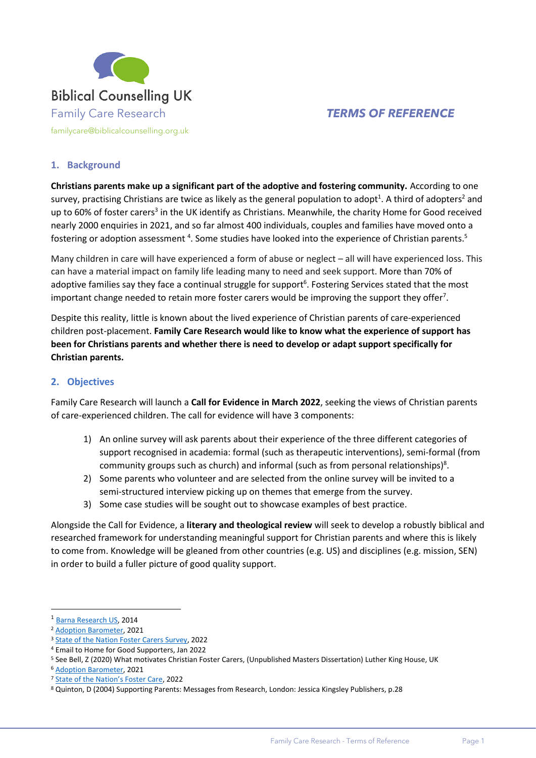Biblical Counselling UK

Family Care Research

familycare@biblicalcounselling.org.uk

***TERMS OF REFERENCE***

## 1. Background

**Christians parents make up a significant part of the adoptive and fostering community.** According to one survey, practising Christians are twice as likely as the general population to adopt[1]. A third of adopters[2] and up to 60% of foster carers[3] in the UK identify as Christians. Meanwhile, the charity Home for Good received nearly 2000 enquiries in 2021, and so far almost 400 individuals, couples and families have moved onto a fostering or adoption assessment [4]. Some studies have looked into the experience of Christian parents.[5]

Many children in care will have experienced a form of abuse or neglect – all will have experienced loss. This can have a material impact on family life leading many to need and seek support. More than 70% of adoptive families say they face a continual struggle for support[6]. Fostering Services stated that the most important change needed to retain more foster carers would be improving the support they offer[7].

Despite this reality, little is known about the lived experience of Christian parents of care-experienced children post-placement. **Family Care Research would like to know what the experience of support has been for Christians parents and whether there is need to develop or adapt support specifically for Christian parents.**

## 2. Objectives

Family Care Research will launch a **Call for Evidence in March 2022**, seeking the views of Christian parents of care-experienced children. The call for evidence will have 3 components:

1) An online survey will ask parents about their experience of the three different categories of support recognised in academia: formal (such as therapeutic interventions), semi-formal (from community groups such as church) and informal (such as from personal relationships)[8].
2) Some parents who volunteer and are selected from the online survey will be invited to a semi-structured interview picking up on themes that emerge from the survey.
3) Some case studies will be sought out to showcase examples of best practice.

Alongside the Call for Evidence, a **literary and theological review** will seek to develop a robustly biblical and researched framework for understanding meaningful support for Christian parents and where this is likely to come from. Knowledge will be gleaned from other countries (e.g. US) and disciplines (e.g. mission, SEN) in order to build a fuller picture of good quality support.

---

[1] Barna Research US, 2014

[2] Adoption Barometer, 2021

[3] State of the Nation Foster Carers Survey, 2022

[4] Email to Home for Good Supporters, Jan 2022

[5] See Bell, Z (2020) What motivates Christian Foster Carers, (Unpublished Masters Dissertation) Luther King House, UK

[6] Adoption Barometer, 2021

[7] State of the Nation's Foster Care, 2022

[8] Quinton, D (2004) Supporting Parents: Messages from Research, London: Jessica Kingsley Publishers, p.28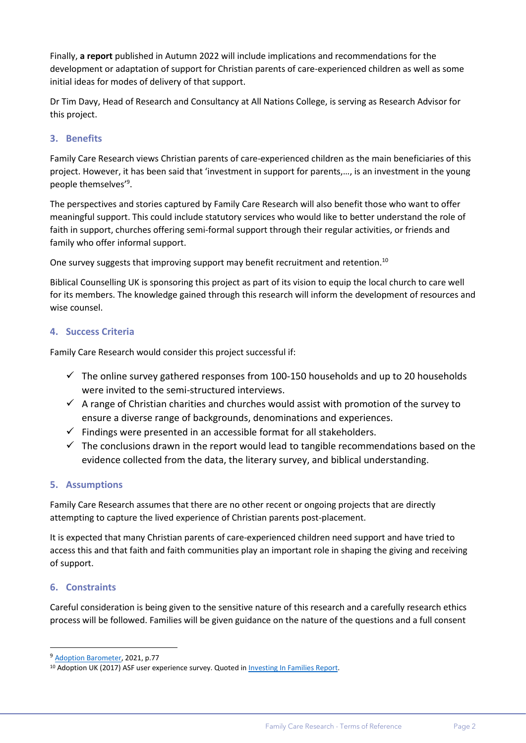Finally, **a report** published in Autumn 2022 will include implications and recommendations for the development or adaptation of support for Christian parents of care-experienced children as well as some initial ideas for modes of delivery of that support.

Dr Tim Davy, Head of Research and Consultancy at All Nations College, is serving as Research Advisor for this project.

## 3. Benefits

Family Care Research views Christian parents of care-experienced children as the main beneficiaries of this project. However, it has been said that 'investment in support for parents,…, is an investment in the young people themselves'[9].

The perspectives and stories captured by Family Care Research will also benefit those who want to offer meaningful support. This could include statutory services who would like to better understand the role of faith in support, churches offering semi-formal support through their regular activities, or friends and family who offer informal support.

One survey suggests that improving support may benefit recruitment and retention.[10]

Biblical Counselling UK is sponsoring this project as part of its vision to equip the local church to care well for its members. The knowledge gained through this research will inform the development of resources and wise counsel.

## 4. Success Criteria

Family Care Research would consider this project successful if:

- ✓ The online survey gathered responses from 100-150 households and up to 20 households were invited to the semi-structured interviews.
- ✓ A range of Christian charities and churches would assist with promotion of the survey to ensure a diverse range of backgrounds, denominations and experiences.
- ✓ Findings were presented in an accessible format for all stakeholders.
- ✓ The conclusions drawn in the report would lead to tangible recommendations based on the evidence collected from the data, the literary survey, and biblical understanding.

## 5. Assumptions

Family Care Research assumes that there are no other recent or ongoing projects that are directly attempting to capture the lived experience of Christian parents post-placement.

It is expected that many Christian parents of care-experienced children need support and have tried to access this and that faith and faith communities play an important role in shaping the giving and receiving of support.

## 6. Constraints

Careful consideration is being given to the sensitive nature of this research and a carefully research ethics process will be followed. Families will be given guidance on the nature of the questions and a full consent

---

[9] Adoption Barometer, 2021, p.77

[10] Adoption UK (2017) ASF user experience survey. Quoted in Investing In Families Report.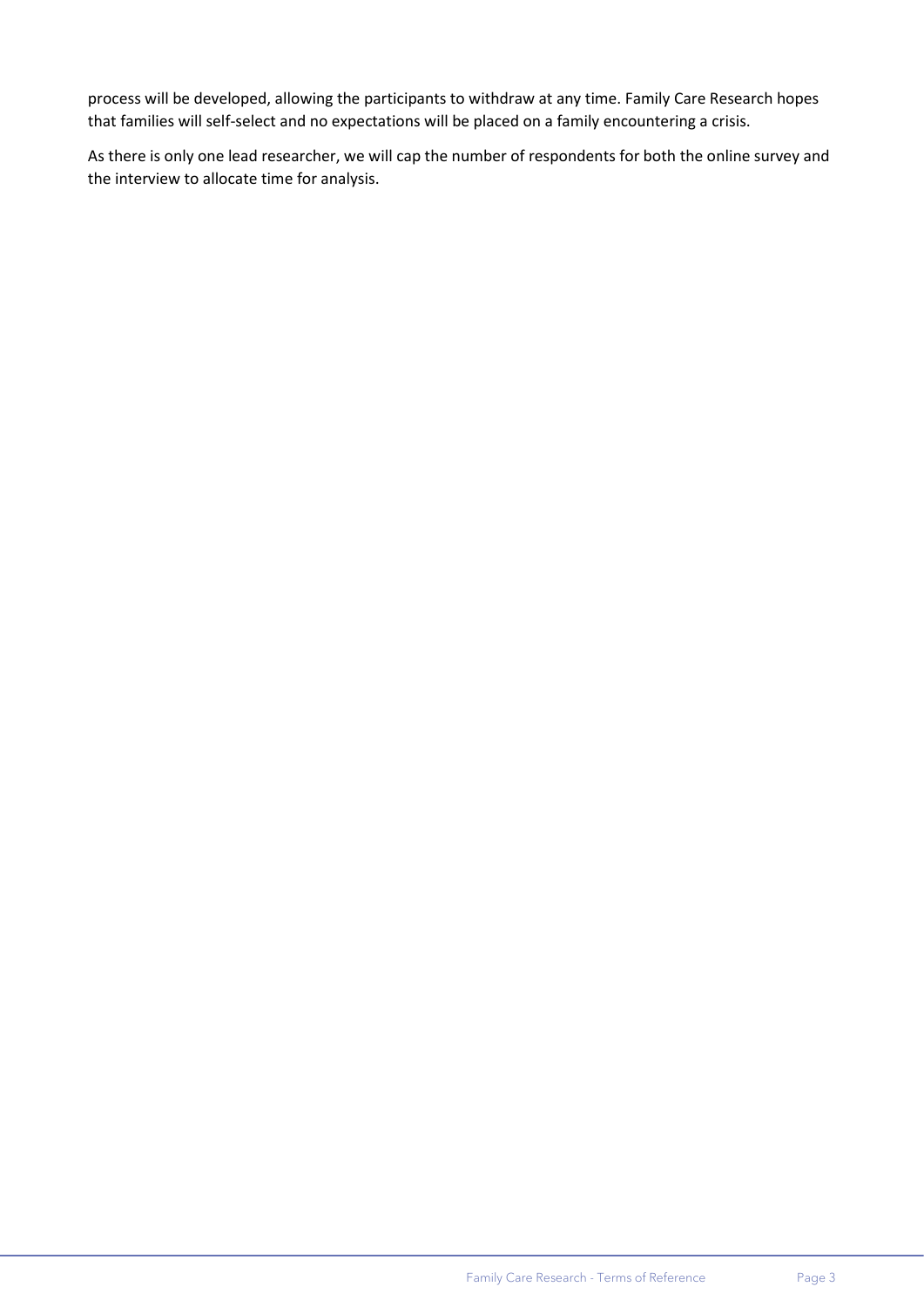process will be developed, allowing the participants to withdraw at any time. Family Care Research hopes that families will self-select and no expectations will be placed on a family encountering a crisis.

As there is only one lead researcher, we will cap the number of respondents for both the online survey and the interview to allocate time for analysis.